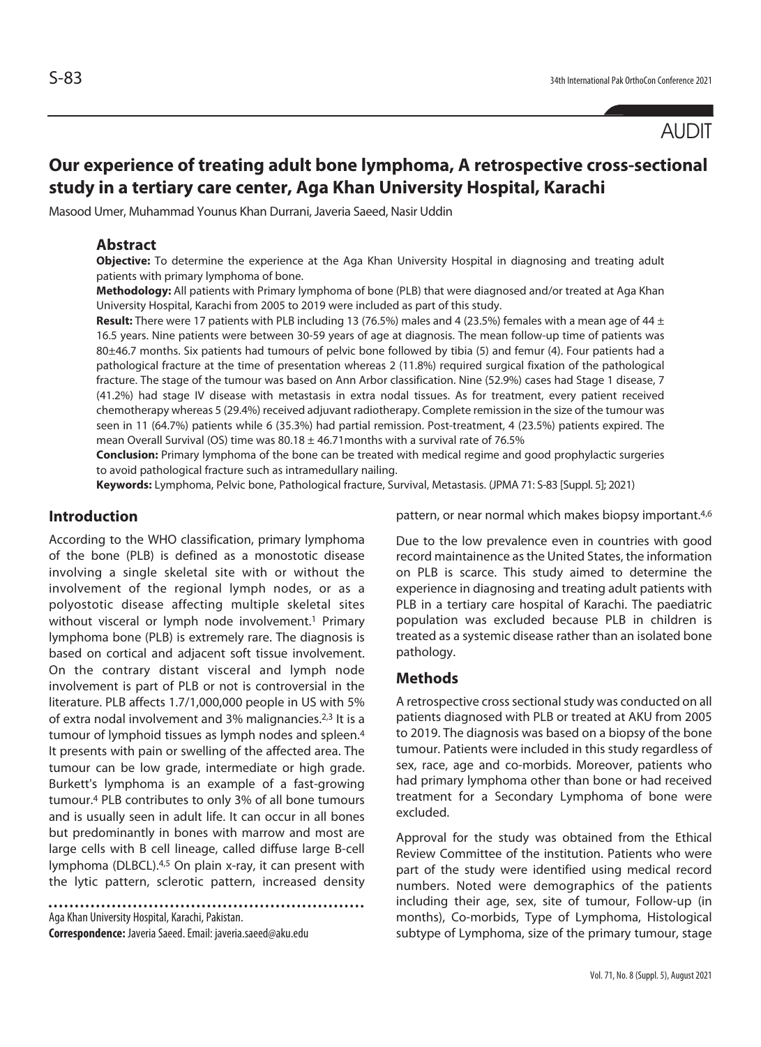AUDIT

# Our experience of treating adult bone lymphoma, A retrospective cross-sectional study in a tertiary care center, Aga Khan University Hospital, Karachi

Masood Umer, Muhammad Younus Khan Durrani, Javeria Saeed, Nasir Uddin

## Abstract

**Objective:** To determine the experience at the Aga Khan University Hospital in diagnosing and treating adult patients with primary lymphoma of bone.

**Methodology:** All patients with Primary lymphoma of bone (PLB) that were diagnosed and/or treated at Aga Khan University Hospital, Karachi from 2005 to 2019 were included as part of this study.

**Result:** There were 17 patients with PLB including 13 (76.5%) males and 4 (23.5%) females with a mean age of 44 ± 16.5 years. Nine patients were between 30-59 years of age at diagnosis. The mean follow-up time of patients was 80±46.7 months. Six patients had tumours of pelvic bone followed by tibia (5) and femur (4). Four patients had a pathological fracture at the time of presentation whereas 2 (11.8%) required surgical fixation of the pathological fracture. The stage of the tumour was based on Ann Arbor classification. Nine (52.9%) cases had Stage 1 disease, 7 (41.2%) had stage IV disease with metastasis in extra nodal tissues. As for treatment, every patient received chemotherapy whereas 5 (29.4%) received adjuvant radiotherapy. Complete remission in the size of the tumour was seen in 11 (64.7%) patients while 6 (35.3%) had partial remission. Post-treatment, 4 (23.5%) patients expired. The mean Overall Survival (OS) time was 80.18 ± 46.71months with a survival rate of 76.5%

**Conclusion:** Primary lymphoma of the bone can be treated with medical regime and good prophylactic surgeries to avoid pathological fracture such as intramedullary nailing.

**Keywords:** Lymphoma, Pelvic bone, Pathological fracture, Survival, Metastasis. (JPMA 71: S-83 [Suppl. 5]; 2021)

## Introduction

According to the WHO classification, primary lymphoma of the bone (PLB) is defined as a monostotic disease involving a single skeletal site with or without the involvement of the regional lymph nodes, or as a polyostotic disease affecting multiple skeletal sites without visceral or lymph node involvement.[1] Primary lymphoma bone (PLB) is extremely rare. The diagnosis is based on cortical and adjacent soft tissue involvement. On the contrary distant visceral and lymph node involvement is part of PLB or not is controversial in the literature. PLB affects 1.7/1,000,000 people in US with 5% of extra nodal involvement and 3% malignancies.[2,3] It is a tumour of lymphoid tissues as lymph nodes and spleen.[4] It presents with pain or swelling of the affected area. The tumour can be low grade, intermediate or high grade. Burkett's lymphoma is an example of a fast-growing tumour.[4] PLB contributes to only 3% of all bone tumours and is usually seen in adult life. It can occur in all bones but predominantly in bones with marrow and most are large cells with B cell lineage, called diffuse large B-cell lymphoma (DLBCL).[4,5] On plain x-ray, it can present with the lytic pattern, sclerotic pattern, increased density pattern, or near normal which makes biopsy important.[4,6]

Due to the low prevalence even in countries with good record maintainence as the United States, the information on PLB is scarce. This study aimed to determine the experience in diagnosing and treating adult patients with PLB in a tertiary care hospital of Karachi. The paediatric population was excluded because PLB in children is treated as a systemic disease rather than an isolated bone pathology.

## Methods

A retrospective cross sectional study was conducted on all patients diagnosed with PLB or treated at AKU from 2005 to 2019. The diagnosis was based on a biopsy of the bone tumour. Patients were included in this study regardless of sex, race, age and co-morbids. Moreover, patients who had primary lymphoma other than bone or had received treatment for a Secondary Lymphoma of bone were excluded.

Approval for the study was obtained from the Ethical Review Committee of the institution. Patients who were part of the study were identified using medical record numbers. Noted were demographics of the patients including their age, sex, site of tumour, Follow-up (in months), Co-morbids, Type of Lymphoma, Histological subtype of Lymphoma, size of the primary tumour, stage

Aga Khan University Hospital, Karachi, Pakistan.

**Correspondence:** Javeria Saeed. Email: javeria.saeed@aku.edu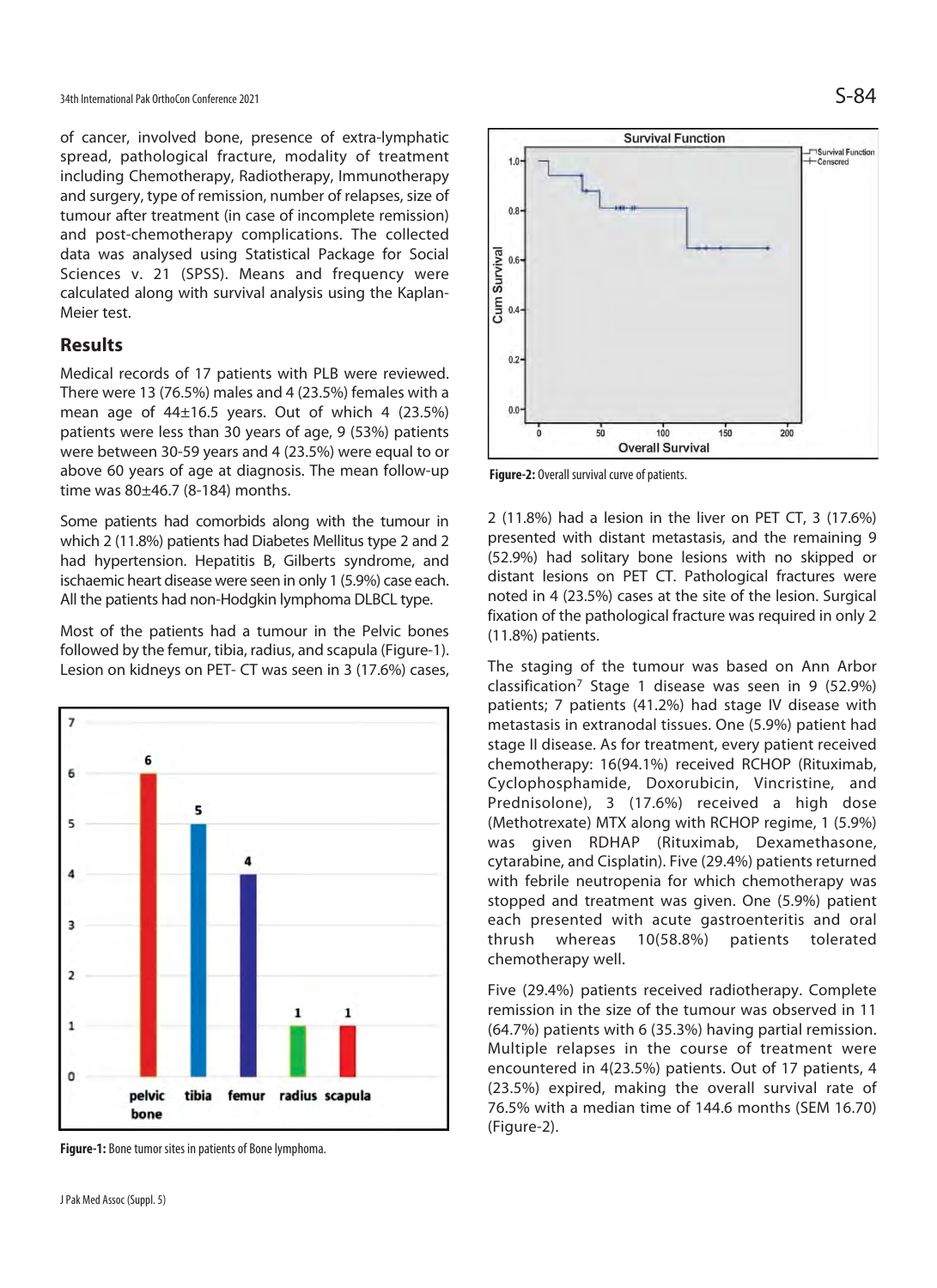of cancer, involved bone, presence of extra-lymphatic spread, pathological fracture, modality of treatment including Chemotherapy, Radiotherapy, Immunotherapy and surgery, type of remission, number of relapses, size of tumour after treatment (in case of incomplete remission) and post-chemotherapy complications. The collected data was analysed using Statistical Package for Social Sciences v. 21 (SPSS). Means and frequency were calculated along with survival analysis using the Kaplan-Meier test.

## Results

Medical records of 17 patients with PLB were reviewed. There were 13 (76.5%) males and 4 (23.5%) females with a mean age of 44±16.5 years. Out of which 4 (23.5%) patients were less than 30 years of age, 9 (53%) patients were between 30-59 years and 4 (23.5%) were equal to or above 60 years of age at diagnosis. The mean follow-up time was 80±46.7 (8-184) months.

Some patients had comorbids along with the tumour in which 2 (11.8%) patients had Diabetes Mellitus type 2 and 2 had hypertension. Hepatitis B, Gilberts syndrome, and ischaemic heart disease were seen in only 1 (5.9%) case each. All the patients had non-Hodgkin lymphoma DLBCL type.

Most of the patients had a tumour in the Pelvic bones followed by the femur, tibia, radius, and scapula (Figure-1). Lesion on kidneys on PET- CT was seen in 3 (17.6%) cases, 2 (11.8%) had a lesion in the liver on PET CT, 3 (17.6%) presented with distant metastasis, and the remaining 9 (52.9%) had solitary bone lesions with no skipped or distant lesions on PET CT. Pathological fractures were noted in 4 (23.5%) cases at the site of the lesion. Surgical fixation of the pathological fracture was required in only 2 (11.8%) patients.

**Figure-1:** Bone tumor sites in patients of Bone lymphoma.

The staging of the tumour was based on Ann Arbor classification[7] Stage 1 disease was seen in 9 (52.9%) patients; 7 patients (41.2%) had stage IV disease with metastasis in extranodal tissues. One (5.9%) patient had stage II disease. As for treatment, every patient received chemotherapy: 16(94.1%) received RCHOP (Rituximab, Cyclophosphamide, Doxorubicin, Vincristine, and Prednisolone), 3 (17.6%) received a high dose (Methotrexate) MTX along with RCHOP regime, 1 (5.9%) was given RDHAP (Rituximab, Dexamethasone, cytarabine, and Cisplatin). Five (29.4%) patients returned with febrile neutropenia for which chemotherapy was stopped and treatment was given. One (5.9%) patient each presented with acute gastroenteritis and oral thrush whereas 10(58.8%) patients tolerated chemotherapy well.

Five (29.4%) patients received radiotherapy. Complete remission in the size of the tumour was observed in 11 (64.7%) patients with 6 (35.3%) having partial remission. Multiple relapses in the course of treatment were encountered in 4(23.5%) patients. Out of 17 patients, 4 (23.5%) expired, making the overall survival rate of 76.5% with a median time of 144.6 months (SEM 16.70) (Figure-2).

**Figure-2:** Overall survival curve of patients.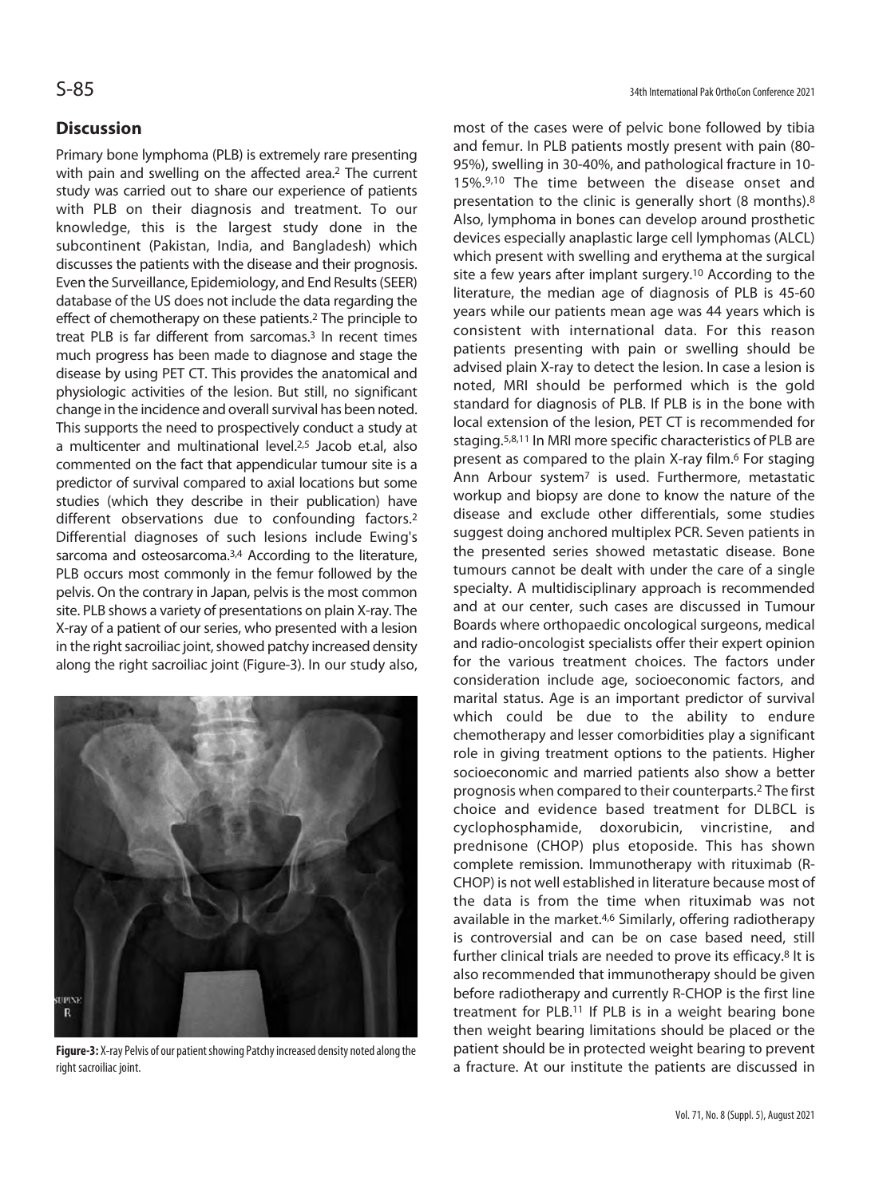## Discussion

Primary bone lymphoma (PLB) is extremely rare presenting with pain and swelling on the affected area.[2] The current study was carried out to share our experience of patients with PLB on their diagnosis and treatment. To our knowledge, this is the largest study done in the subcontinent (Pakistan, India, and Bangladesh) which discusses the patients with the disease and their prognosis. Even the Surveillance, Epidemiology, and End Results (SEER) database of the US does not include the data regarding the effect of chemotherapy on these patients.[2] The principle to treat PLB is far different from sarcomas.[3] In recent times much progress has been made to diagnose and stage the disease by using PET CT. This provides the anatomical and physiologic activities of the lesion. But still, no significant change in the incidence and overall survival has been noted. This supports the need to prospectively conduct a study at a multicenter and multinational level.[2,5] Jacob et.al, also commented on the fact that appendicular tumour site is a predictor of survival compared to axial locations but some studies (which they describe in their publication) have different observations due to confounding factors.[2] Differential diagnoses of such lesions include Ewing's sarcoma and osteosarcoma.[3,4] According to the literature, PLB occurs most commonly in the femur followed by the pelvis. On the contrary in Japan, pelvis is the most common site. PLB shows a variety of presentations on plain X-ray. The X-ray of a patient of our series, who presented with a lesion in the right sacroiliac joint, showed patchy increased density along the right sacroiliac joint (Figure-3). In our study also, most of the cases were of pelvic bone followed by tibia and femur. In PLB patients mostly present with pain (80-95%), swelling in 30-40%, and pathological fracture in 10-15%.[9,10] The time between the disease onset and presentation to the clinic is generally short (8 months).[8] Also, lymphoma in bones can develop around prosthetic devices especially anaplastic large cell lymphomas (ALCL) which present with swelling and erythema at the surgical site a few years after implant surgery.[10] According to the literature, the median age of diagnosis of PLB is 45-60 years while our patients mean age was 44 years which is consistent with international data. For this reason patients presenting with pain or swelling should be advised plain X-ray to detect the lesion. In case a lesion is noted, MRI should be performed which is the gold standard for diagnosis of PLB. If PLB is in the bone with local extension of the lesion, PET CT is recommended for staging.[5,8,11] In MRI more specific characteristics of PLB are present as compared to the plain X-ray film.[6] For staging Ann Arbour system[7] is used. Furthermore, metastatic workup and biopsy are done to know the nature of the disease and exclude other differentials, some studies suggest doing anchored multiplex PCR. Seven patients in the presented series showed metastatic disease. Bone tumours cannot be dealt with under the care of a single specialty. A multidisciplinary approach is recommended and at our center, such cases are discussed in Tumour Boards where orthopaedic oncological surgeons, medical and radio-oncologist specialists offer their expert opinion for the various treatment choices. The factors under consideration include age, socioeconomic factors, and marital status. Age is an important predictor of survival which could be due to the ability to endure chemotherapy and lesser comorbidities play a significant role in giving treatment options to the patients. Higher socioeconomic and married patients also show a better prognosis when compared to their counterparts.[2] The first choice and evidence based treatment for DLBCL is cyclophosphamide, doxorubicin, vincristine, and prednisone (CHOP) plus etoposide. This has shown complete remission. Immunotherapy with rituximab (R-CHOP) is not well established in literature because most of the data is from the time when rituximab was not available in the market.[4,6] Similarly, offering radiotherapy is controversial and can be on case based need, still further clinical trials are needed to prove its efficacy.[8] It is also recommended that immunotherapy should be given before radiotherapy and currently R-CHOP is the first line treatment for PLB.[11] If PLB is in a weight bearing bone then weight bearing limitations should be placed or the patient should be in protected weight bearing to prevent a fracture. At our institute the patients are discussed in

**Figure-3:** X-ray Pelvis of our patient showing Patchy increased density noted along the right sacroiliac joint.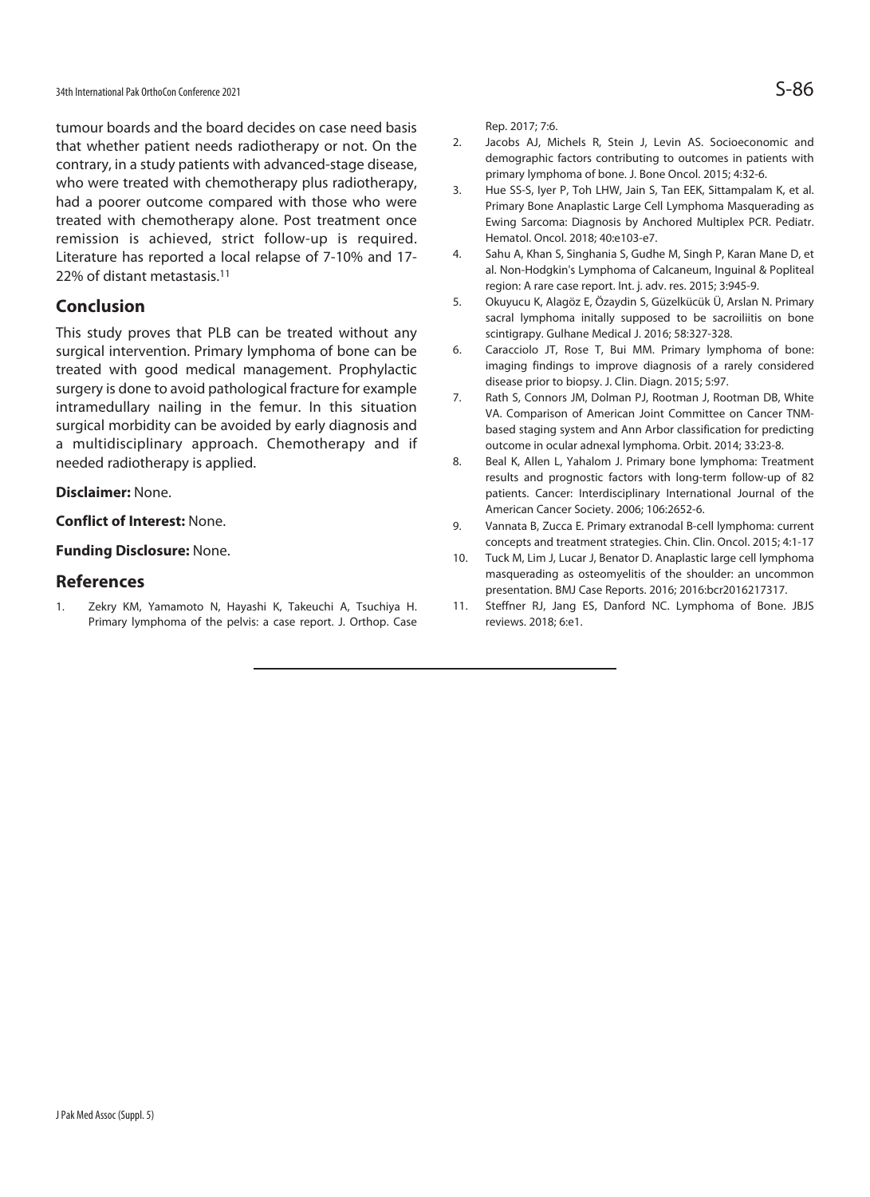tumour boards and the board decides on case need basis that whether patient needs radiotherapy or not. On the contrary, in a study patients with advanced-stage disease, who were treated with chemotherapy plus radiotherapy, had a poorer outcome compared with those who were treated with chemotherapy alone. Post treatment once remission is achieved, strict follow-up is required. Literature has reported a local relapse of 7-10% and 17-22% of distant metastasis.[11]

## Conclusion

This study proves that PLB can be treated without any surgical intervention. Primary lymphoma of bone can be treated with good medical management. Prophylactic surgery is done to avoid pathological fracture for example intramedullary nailing in the femur. In this situation surgical morbidity can be avoided by early diagnosis and a multidisciplinary approach. Chemotherapy and if needed radiotherapy is applied.

**Disclaimer:** None.

**Conflict of Interest:** None.

**Funding Disclosure:** None.

## References

1. Zekry KM, Yamamoto N, Hayashi K, Takeuchi A, Tsuchiya H. Primary lymphoma of the pelvis: a case report. J. Orthop. Case Rep. 2017; 7:6.
2. Jacobs AJ, Michels R, Stein J, Levin AS. Socioeconomic and demographic factors contributing to outcomes in patients with primary lymphoma of bone. J. Bone Oncol. 2015; 4:32-6.
3. Hue SS-S, Iyer P, Toh LHW, Jain S, Tan EEK, Sittampalam K, et al. Primary Bone Anaplastic Large Cell Lymphoma Masquerading as Ewing Sarcoma: Diagnosis by Anchored Multiplex PCR. Pediatr. Hematol. Oncol. 2018; 40:e103-e7.
4. Sahu A, Khan S, Singhania S, Gudhe M, Singh P, Karan Mane D, et al. Non-Hodgkin's Lymphoma of Calcaneum, Inguinal & Popliteal region: A rare case report. Int. j. adv. res. 2015; 3:945-9.
5. Okuyucu K, Alagöz E, Özaydin S, Güzelkücük Ü, Arslan N. Primary sacral lymphoma initally supposed to be sacroiliitis on bone scintigrapy. Gulhane Medical J. 2016; 58:327-328.
6. Caracciolo JT, Rose T, Bui MM. Primary lymphoma of bone: imaging findings to improve diagnosis of a rarely considered disease prior to biopsy. J. Clin. Diagn. 2015; 5:97.
7. Rath S, Connors JM, Dolman PJ, Rootman J, Rootman DB, White VA. Comparison of American Joint Committee on Cancer TNM-based staging system and Ann Arbor classification for predicting outcome in ocular adnexal lymphoma. Orbit. 2014; 33:23-8.
8. Beal K, Allen L, Yahalom J. Primary bone lymphoma: Treatment results and prognostic factors with long-term follow-up of 82 patients. Cancer: Interdisciplinary International Journal of the American Cancer Society. 2006; 106:2652-6.
9. Vannata B, Zucca E. Primary extranodal B-cell lymphoma: current concepts and treatment strategies. Chin. Clin. Oncol. 2015; 4:1-17
10. Tuck M, Lim J, Lucar J, Benator D. Anaplastic large cell lymphoma masquerading as osteomyelitis of the shoulder: an uncommon presentation. BMJ Case Reports. 2016; 2016:bcr2016217317.
11. Steffner RJ, Jang ES, Danford NC. Lymphoma of Bone. JBJS reviews. 2018; 6:e1.